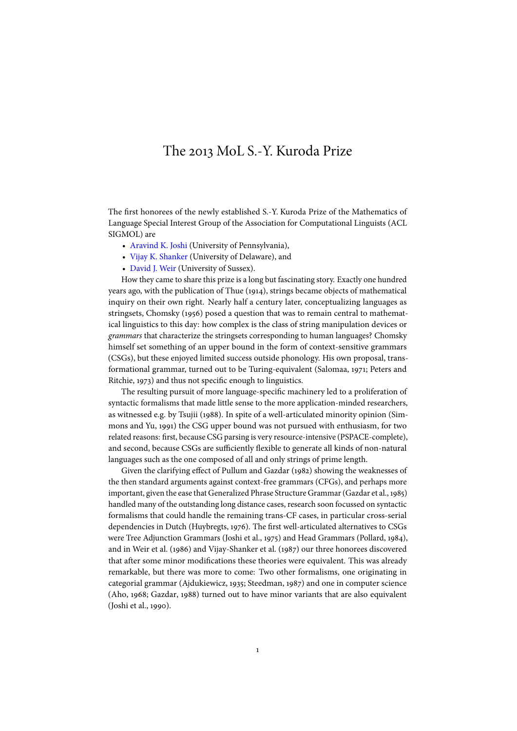# The 2013 MoL S.-Y. Kuroda Prize

The first honorees of the newly established S.-Y. Kuroda Prize of the Mathematics of Language Special Interest Group of the Association for Computational Linguists (ACL SIGMOL) are

- Aravind K. Joshi (University of Pennsylvania),
- Vijay K. Shanker (University of Delaware), and
- David J. Weir (University of Sussex).

How they came to share this prize is a long but fascinating story. Exactly one hundred years ago, with the publication of Thue (1914), strings became objects of mathematical inquiry on their own right. Nearly half a century later, conceptualizing languages as stringsets, Chomsky (1956) posed a question that was to remain central to mathematical linguistics to this day: how complex is the class of string manipulation devices or *grammars* that characterize the stringsets corresponding to human languages? Chomsky himself set something of an upper bound in the form of context-sensitive grammars (CSGs), but these enjoyed limited success outside phonology. His own proposal, transformational grammar, turned out to be Turing-equivalent (Salomaa, 1971; Peters and Ritchie, 1973) and thus not specific enough to linguistics.

The resulting pursuit of more language-specific machinery led to a proliferation of syntactic formalisms that made little sense to the more application-minded researchers, as witnessed e.g. by Tsujii (1988). In spite of a well-articulated minority opinion (Simmons and Yu, 1991) the CSG upper bound was not pursued with enthusiasm, for two related reasons: first, because CSG parsing is very resource-intensive (PSPACE-complete), and second, because CSGs are sufficiently flexible to generate all kinds of non-natural languages such as the one composed of all and only strings of prime length.

Given the clarifying effect of Pullum and Gazdar (1982) showing the weaknesses of the then standard arguments against context-free grammars (CFGs), and perhaps more important, given the ease that Generalized Phrase Structure Grammar (Gazdar et al., 1985) handled many of the outstanding long distance cases, research soon focussed on syntactic formalisms that could handle the remaining trans-CF cases, in particular cross-serial dependencies in Dutch (Huybregts, 1976). The first well-articulated alternatives to CSGs were Tree Adjunction Grammars (Joshi et al., 1975) and Head Grammars (Pollard, 1984), and in Weir et al. (1986) and Vijay-Shanker et al. (1987) our three honorees discovered that after some minor modifications these theories were equivalent. This was already remarkable, but there was more to come: Two other formalisms, one originating in categorial grammar (Ajdukiewicz, 1935; Steedman, 1987) and one in computer science (Aho, 1968; Gazdar, 1988) turned out to have minor variants that are also equivalent (Joshi et al., 1990).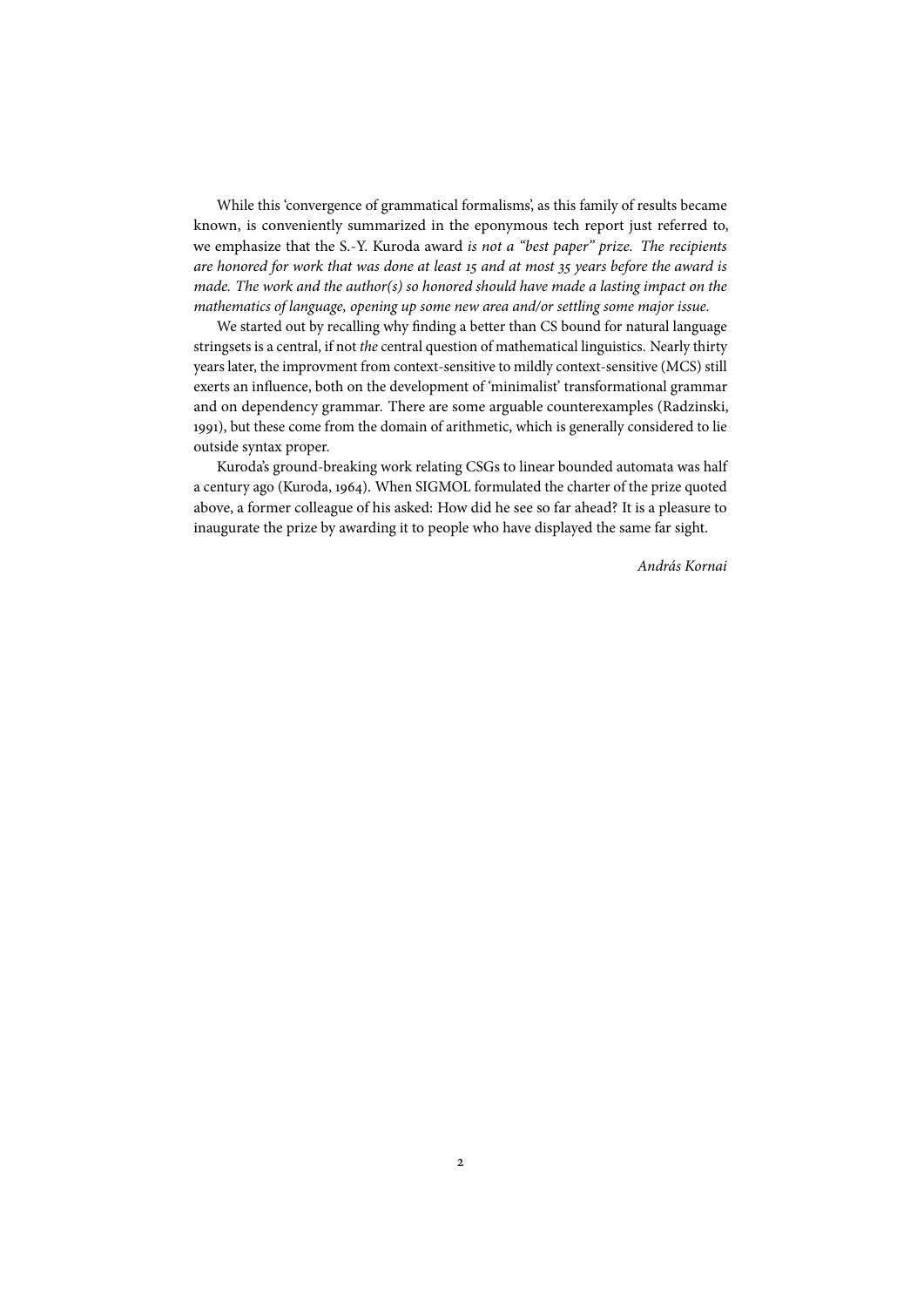While this 'convergence of grammatical formalisms', as this family of results became known, is conveniently summarized in the eponymous tech report just referred to, we emphasize that the S.-Y. Kuroda award *is not a "best paper" prize. The recipients are honored for work that was done at least 15 and at most 35 years before the award is made. The work and the author(s) so honored should have made a lasting impact on the mathematics of language, opening up some new area and/or settling some major issue.*

We started out by recalling why finding a better than CS bound for natural language stringsets is a central, if not *the* central question of mathematical linguistics. Nearly thirty years later, the improvment from context-sensitive to mildly context-sensitive (MCS) still exerts an influence, both on the development of 'minimalist' transformational grammar and on dependency grammar. There are some arguable counterexamples (Radzinski, 1991), but these come from the domain of arithmetic, which is generally considered to lie outside syntax proper.

Kuroda's ground-breaking work relating CSGs to linear bounded automata was half a century ago (Kuroda, 1964). When SIGMOL formulated the charter of the prize quoted above, a former colleague of his asked: How did he see so far ahead? It is a pleasure to inaugurate the prize by awarding it to people who have displayed the same far sight.

*András Kornai*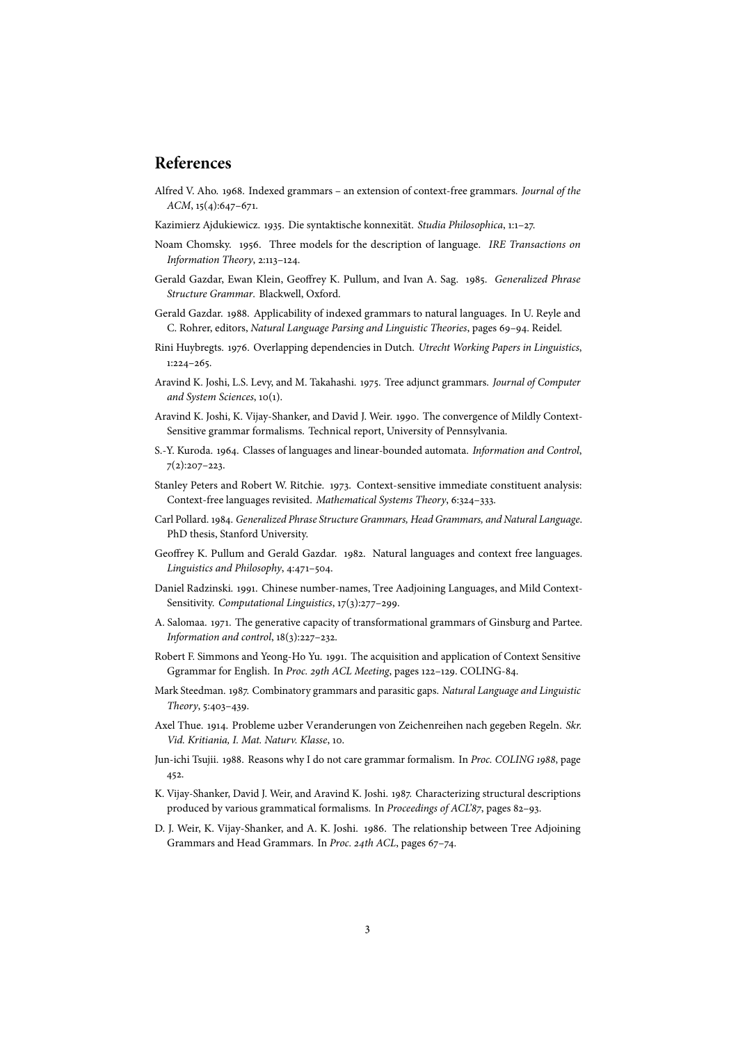## References

Alfred V. Aho. 1968. Indexed grammars – an extension of context-free grammars. *Journal of the ACM*, 15(4):647–671.

Kazimierz Ajdukiewicz. 1935. Die syntaktische konnexität. *Studia Philosophica*, 1:1–27.

Noam Chomsky. 1956. Three models for the description of language. *IRE Transactions on Information Theory*, 2:113–124.

Gerald Gazdar, Ewan Klein, Geoffrey K. Pullum, and Ivan A. Sag. 1985. *Generalized Phrase Structure Grammar*. Blackwell, Oxford.

Gerald Gazdar. 1988. Applicability of indexed grammars to natural languages. In U. Reyle and C. Rohrer, editors, *Natural Language Parsing and Linguistic Theories*, pages 69–94. Reidel.

Rini Huybregts. 1976. Overlapping dependencies in Dutch. *Utrecht Working Papers in Linguistics*, 1:224–265.

Aravind K. Joshi, L.S. Levy, and M. Takahashi. 1975. Tree adjunct grammars. *Journal of Computer and System Sciences*, 10(1).

Aravind K. Joshi, K. Vijay-Shanker, and David J. Weir. 1990. The convergence of Mildly Context-Sensitive grammar formalisms. Technical report, University of Pennsylvania.

S.-Y. Kuroda. 1964. Classes of languages and linear-bounded automata. *Information and Control*, 7(2):207–223.

Stanley Peters and Robert W. Ritchie. 1973. Context-sensitive immediate constituent analysis: Context-free languages revisited. *Mathematical Systems Theory*, 6:324–333.

Carl Pollard. 1984. *Generalized Phrase Structure Grammars, Head Grammars, and Natural Language*. PhD thesis, Stanford University.

Geoffrey K. Pullum and Gerald Gazdar. 1982. Natural languages and context free languages. *Linguistics and Philosophy*, 4:471–504.

Daniel Radzinski. 1991. Chinese number-names, Tree Aadjoining Languages, and Mild Context-Sensitivity. *Computational Linguistics*, 17(3):277–299.

A. Salomaa. 1971. The generative capacity of transformational grammars of Ginsburg and Partee. *Information and control*, 18(3):227–232.

Robert F. Simmons and Yeong-Ho Yu. 1991. The acquisition and application of Context Sensitive Ggrammar for English. In *Proc. 29th ACL Meeting*, pages 122–129. COLING-84.

Mark Steedman. 1987. Combinatory grammars and parasitic gaps. *Natural Language and Linguistic Theory*, 5:403–439.

Axel Thue. 1914. Probleme u2ber Veranderungen von Zeichenreihen nach gegeben Regeln. *Skr. Vid. Kritiania, I. Mat. Naturv. Klasse*, 10.

Jun-ichi Tsujii. 1988. Reasons why I do not care grammar formalism. In *Proc. COLING 1988*, page 452.

K. Vijay-Shanker, David J. Weir, and Aravind K. Joshi. 1987. Characterizing structural descriptions produced by various grammatical formalisms. In *Proceedings of ACL'87*, pages 82–93.

D. J. Weir, K. Vijay-Shanker, and A. K. Joshi. 1986. The relationship between Tree Adjoining Grammars and Head Grammars. In *Proc. 24th ACL*, pages 67–74.